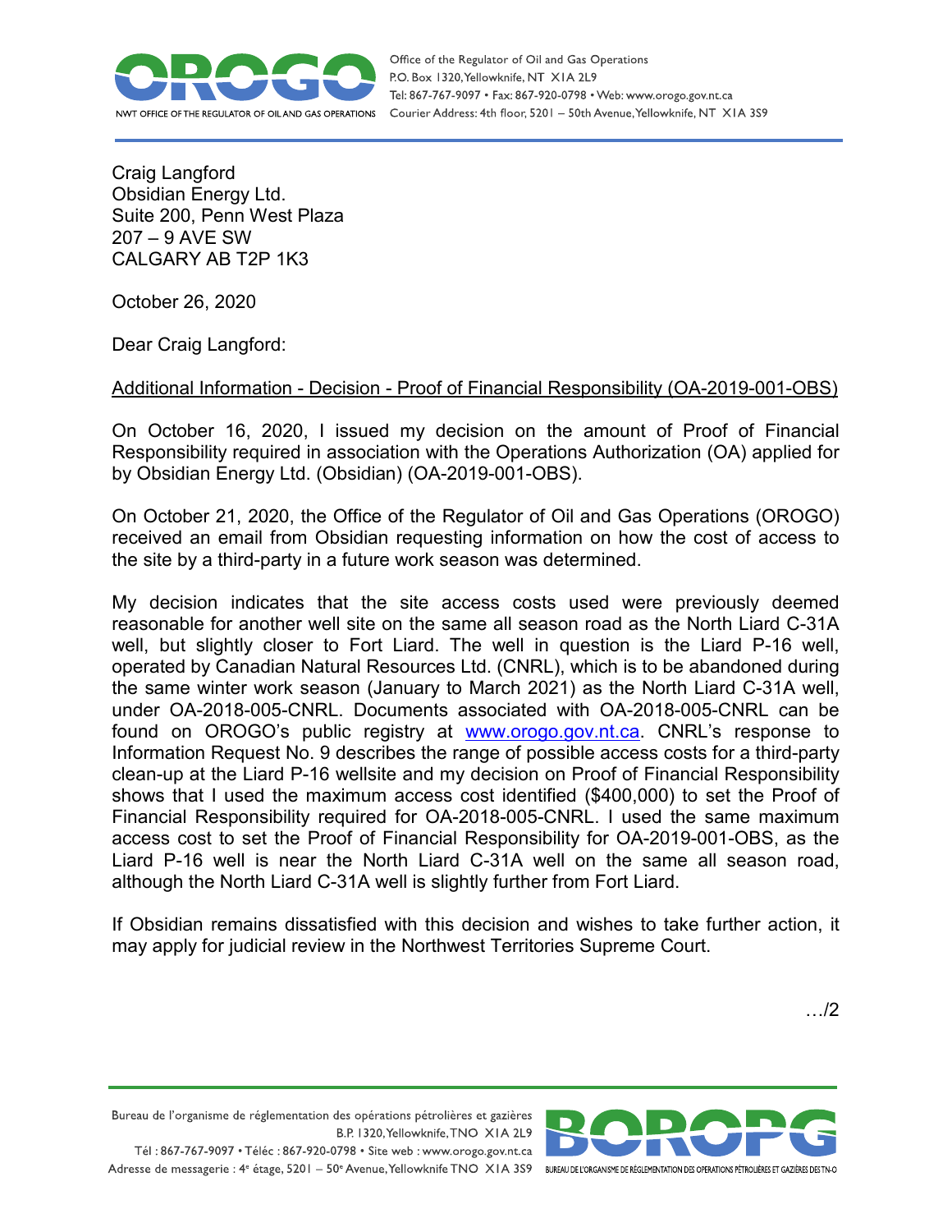Craig Langford
Obsidian Energy Ltd.
Suite 200, Penn West Plaza
207 – 9 AVE SW
CALGARY AB T2P 1K3

October 26, 2020

Dear Craig Langford:

Additional Information - Decision - Proof of Financial Responsibility (OA-2019-001-OBS)

On October 16, 2020, I issued my decision on the amount of Proof of Financial Responsibility required in association with the Operations Authorization (OA) applied for by Obsidian Energy Ltd. (Obsidian) (OA-2019-001-OBS).

On October 21, 2020, the Office of the Regulator of Oil and Gas Operations (OROGO) received an email from Obsidian requesting information on how the cost of access to the site by a third-party in a future work season was determined.

My decision indicates that the site access costs used were previously deemed reasonable for another well site on the same all season road as the North Liard C-31A well, but slightly closer to Fort Liard. The well in question is the Liard P-16 well, operated by Canadian Natural Resources Ltd. (CNRL), which is to be abandoned during the same winter work season (January to March 2021) as the North Liard C-31A well, under OA-2018-005-CNRL. Documents associated with OA-2018-005-CNRL can be found on OROGO's public registry at www.orogo.gov.nt.ca. CNRL's response to Information Request No. 9 describes the range of possible access costs for a third-party clean-up at the Liard P-16 wellsite and my decision on Proof of Financial Responsibility shows that I used the maximum access cost identified ($400,000) to set the Proof of Financial Responsibility required for OA-2018-005-CNRL. I used the same maximum access cost to set the Proof of Financial Responsibility for OA-2019-001-OBS, as the Liard P-16 well is near the North Liard C-31A well on the same all season road, although the North Liard C-31A well is slightly further from Fort Liard.

If Obsidian remains dissatisfied with this decision and wishes to take further action, it may apply for judicial review in the Northwest Territories Supreme Court.

…/2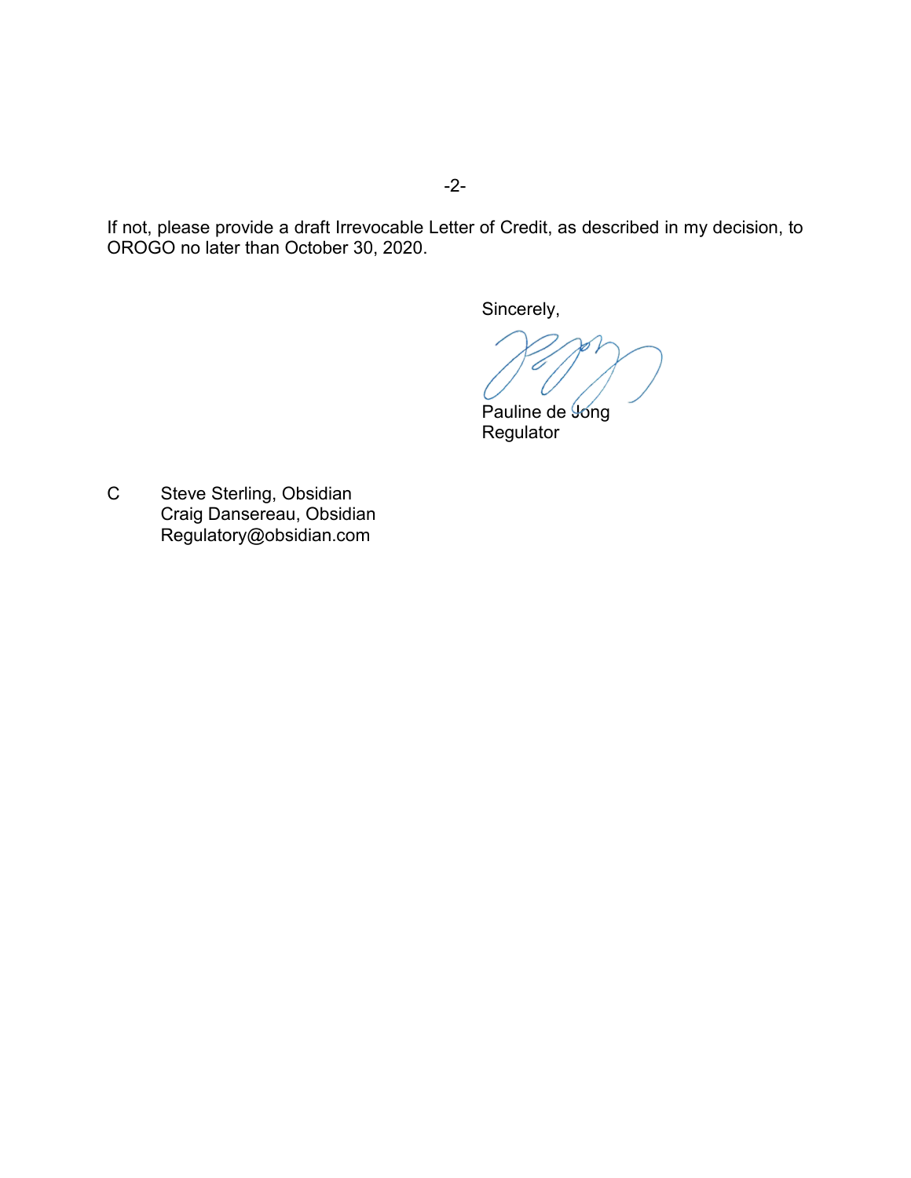If not, please provide a draft Irrevocable Letter of Credit, as described in my decision, to OROGO no later than October 30, 2020.

Sincerely,

Pauline de Jong
Regulator

C Steve Sterling, Obsidian
Craig Dansereau, Obsidian
Regulatory@obsidian.com